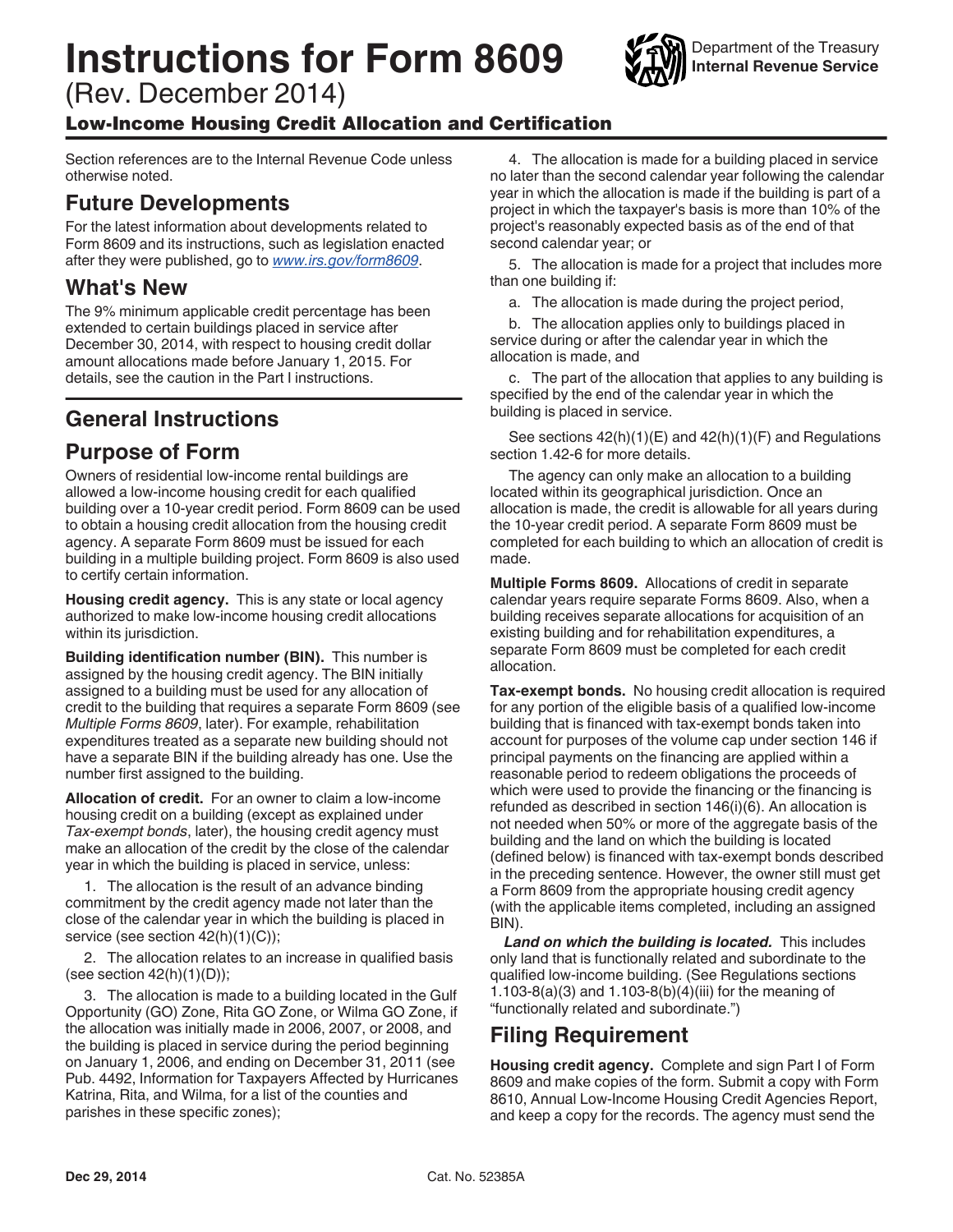# Instructions for Form 8609

(Rev. December 2014)

Department of the Treasury
Internal Revenue Service

## Low-Income Housing Credit Allocation and Certification

Section references are to the Internal Revenue Code unless otherwise noted.

## Future Developments

For the latest information about developments related to Form 8609 and its instructions, such as legislation enacted after they were published, go to *www.irs.gov/form8609*.

## What's New

The 9% minimum applicable credit percentage has been extended to certain buildings placed in service after December 30, 2014, with respect to housing credit dollar amount allocations made before January 1, 2015. For details, see the caution in the Part I instructions.

## General Instructions

## Purpose of Form

Owners of residential low-income rental buildings are allowed a low-income housing credit for each qualified building over a 10-year credit period. Form 8609 can be used to obtain a housing credit allocation from the housing credit agency. A separate Form 8609 must be issued for each building in a multiple building project. Form 8609 is also used to certify certain information.

**Housing credit agency.** This is any state or local agency authorized to make low-income housing credit allocations within its jurisdiction.

**Building identification number (BIN).** This number is assigned by the housing credit agency. The BIN initially assigned to a building must be used for any allocation of credit to the building that requires a separate Form 8609 (see *Multiple Forms 8609*, later). For example, rehabilitation expenditures treated as a separate new building should not have a separate BIN if the building already has one. Use the number first assigned to the building.

**Allocation of credit.** For an owner to claim a low-income housing credit on a building (except as explained under *Tax-exempt bonds*, later), the housing credit agency must make an allocation of the credit by the close of the calendar year in which the building is placed in service, unless:

1. The allocation is the result of an advance binding commitment by the credit agency made not later than the close of the calendar year in which the building is placed in service (see section 42(h)(1)(C));

2. The allocation relates to an increase in qualified basis (see section 42(h)(1)(D));

3. The allocation is made to a building located in the Gulf Opportunity (GO) Zone, Rita GO Zone, or Wilma GO Zone, if the allocation was initially made in 2006, 2007, or 2008, and the building is placed in service during the period beginning on January 1, 2006, and ending on December 31, 2011 (see Pub. 4492, Information for Taxpayers Affected by Hurricanes Katrina, Rita, and Wilma, for a list of the counties and parishes in these specific zones);

4. The allocation is made for a building placed in service no later than the second calendar year following the calendar year in which the allocation is made if the building is part of a project in which the taxpayer's basis is more than 10% of the project's reasonably expected basis as of the end of that second calendar year; or

5. The allocation is made for a project that includes more than one building if:

a. The allocation is made during the project period,

b. The allocation applies only to buildings placed in service during or after the calendar year in which the allocation is made, and

c. The part of the allocation that applies to any building is specified by the end of the calendar year in which the building is placed in service.

See sections 42(h)(1)(E) and 42(h)(1)(F) and Regulations section 1.42-6 for more details.

The agency can only make an allocation to a building located within its geographical jurisdiction. Once an allocation is made, the credit is allowable for all years during the 10-year credit period. A separate Form 8609 must be completed for each building to which an allocation of credit is made.

**Multiple Forms 8609.** Allocations of credit in separate calendar years require separate Forms 8609. Also, when a building receives separate allocations for acquisition of an existing building and for rehabilitation expenditures, a separate Form 8609 must be completed for each credit allocation.

**Tax-exempt bonds.** No housing credit allocation is required for any portion of the eligible basis of a qualified low-income building that is financed with tax-exempt bonds taken into account for purposes of the volume cap under section 146 if principal payments on the financing are applied within a reasonable period to redeem obligations the proceeds of which were used to provide the financing or the financing is refunded as described in section 146(i)(6). An allocation is not needed when 50% or more of the aggregate basis of the building and the land on which the building is located (defined below) is financed with tax-exempt bonds described in the preceding sentence. However, the owner still must get a Form 8609 from the appropriate housing credit agency (with the applicable items completed, including an assigned BIN).

***Land on which the building is located.*** This includes only land that is functionally related and subordinate to the qualified low-income building. (See Regulations sections 1.103-8(a)(3) and 1.103-8(b)(4)(iii) for the meaning of "functionally related and subordinate.")

## Filing Requirement

**Housing credit agency.** Complete and sign Part I of Form 8609 and make copies of the form. Submit a copy with Form 8610, Annual Low-Income Housing Credit Agencies Report, and keep a copy for the records. The agency must send the

Dec 29, 2014 Cat. No. 52385A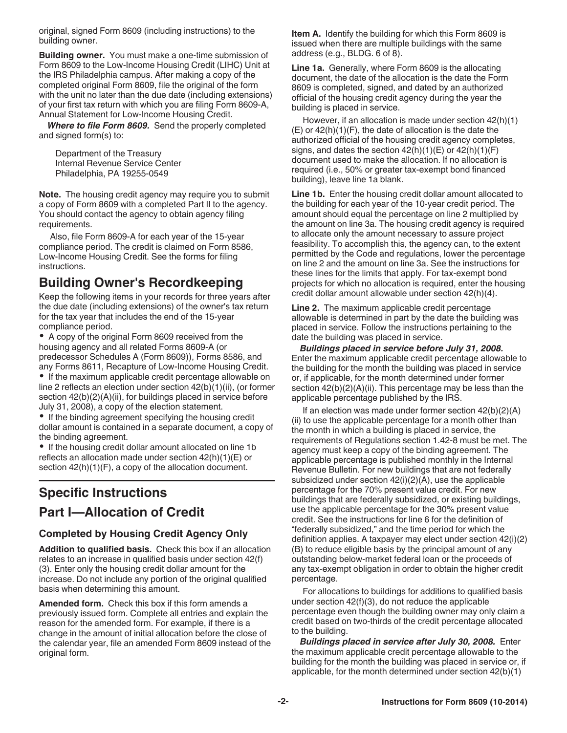original, signed Form 8609 (including instructions) to the building owner.

**Building owner.** You must make a one-time submission of Form 8609 to the Low-Income Housing Credit (LIHC) Unit at the IRS Philadelphia campus. After making a copy of the completed original Form 8609, file the original of the form with the unit no later than the due date (including extensions) of your first tax return with which you are filing Form 8609-A, Annual Statement for Low-Income Housing Credit.

***Where to file Form 8609.*** Send the properly completed and signed form(s) to:

Department of the Treasury
Internal Revenue Service Center
Philadelphia, PA 19255-0549

**Note.** The housing credit agency may require you to submit a copy of Form 8609 with a completed Part II to the agency. You should contact the agency to obtain agency filing requirements.

Also, file Form 8609-A for each year of the 15-year compliance period. The credit is claimed on Form 8586, Low-Income Housing Credit. See the forms for filing instructions.

## Building Owner's Recordkeeping

Keep the following items in your records for three years after the due date (including extensions) of the owner's tax return for the tax year that includes the end of the 15-year compliance period.

- A copy of the original Form 8609 received from the housing agency and all related Forms 8609-A (or predecessor Schedules A (Form 8609)), Forms 8586, and any Forms 8611, Recapture of Low-Income Housing Credit.
- If the maximum applicable credit percentage allowable on line 2 reflects an election under section 42(b)(1)(ii), (or former section 42(b)(2)(A)(ii), for buildings placed in service before July 31, 2008), a copy of the election statement.
- If the binding agreement specifying the housing credit dollar amount is contained in a separate document, a copy of the binding agreement.
- If the housing credit dollar amount allocated on line 1b reflects an allocation made under section 42(h)(1)(E) or section 42(h)(1)(F), a copy of the allocation document.

# Specific Instructions

## Part I—Allocation of Credit

### Completed by Housing Credit Agency Only

**Addition to qualified basis.** Check this box if an allocation relates to an increase in qualified basis under section 42(f)(3). Enter only the housing credit dollar amount for the increase. Do not include any portion of the original qualified basis when determining this amount.

**Amended form.** Check this box if this form amends a previously issued form. Complete all entries and explain the reason for the amended form. For example, if there is a change in the amount of initial allocation before the close of the calendar year, file an amended Form 8609 instead of the original form.

**Item A.** Identify the building for which this Form 8609 is issued when there are multiple buildings with the same address (e.g., BLDG. 6 of 8).

**Line 1a.** Generally, where Form 8609 is the allocating document, the date of the allocation is the date the Form 8609 is completed, signed, and dated by an authorized official of the housing credit agency during the year the building is placed in service.

However, if an allocation is made under section 42(h)(1)(E) or 42(h)(1)(F), the date of allocation is the date the authorized official of the housing credit agency completes, signs, and dates the section 42(h)(1)(E) or 42(h)(1)(F) document used to make the allocation. If no allocation is required (i.e., 50% or greater tax-exempt bond financed building), leave line 1a blank.

**Line 1b.** Enter the housing credit dollar amount allocated to the building for each year of the 10-year credit period. The amount should equal the percentage on line 2 multiplied by the amount on line 3a. The housing credit agency is required to allocate only the amount necessary to assure project feasibility. To accomplish this, the agency can, to the extent permitted by the Code and regulations, lower the percentage on line 2 and the amount on line 3a. See the instructions for these lines for the limits that apply. For tax-exempt bond projects for which no allocation is required, enter the housing credit dollar amount allowable under section 42(h)(4).

**Line 2.** The maximum applicable credit percentage allowable is determined in part by the date the building was placed in service. Follow the instructions pertaining to the date the building was placed in service.

***Buildings placed in service before July 31, 2008.*** Enter the maximum applicable credit percentage allowable to the building for the month the building was placed in service or, if applicable, for the month determined under former section 42(b)(2)(A)(ii). This percentage may be less than the applicable percentage published by the IRS.

If an election was made under former section 42(b)(2)(A)(ii) to use the applicable percentage for a month other than the month in which a building is placed in service, the requirements of Regulations section 1.42-8 must be met. The agency must keep a copy of the binding agreement. The applicable percentage is published monthly in the Internal Revenue Bulletin. For new buildings that are not federally subsidized under section 42(i)(2)(A), use the applicable percentage for the 70% present value credit. For new buildings that are federally subsidized, or existing buildings, use the applicable percentage for the 30% present value credit. See the instructions for line 6 for the definition of "federally subsidized," and the time period for which the definition applies. A taxpayer may elect under section 42(i)(2)(B) to reduce eligible basis by the principal amount of any outstanding below-market federal loan or the proceeds of any tax-exempt obligation in order to obtain the higher credit percentage.

For allocations to buildings for additions to qualified basis under section 42(f)(3), do not reduce the applicable percentage even though the building owner may only claim a credit based on two-thirds of the credit percentage allocated to the building.

***Buildings placed in service after July 30, 2008.*** Enter the maximum applicable credit percentage allowable to the building for the month the building was placed in service or, if applicable, for the month determined under section 42(b)(1)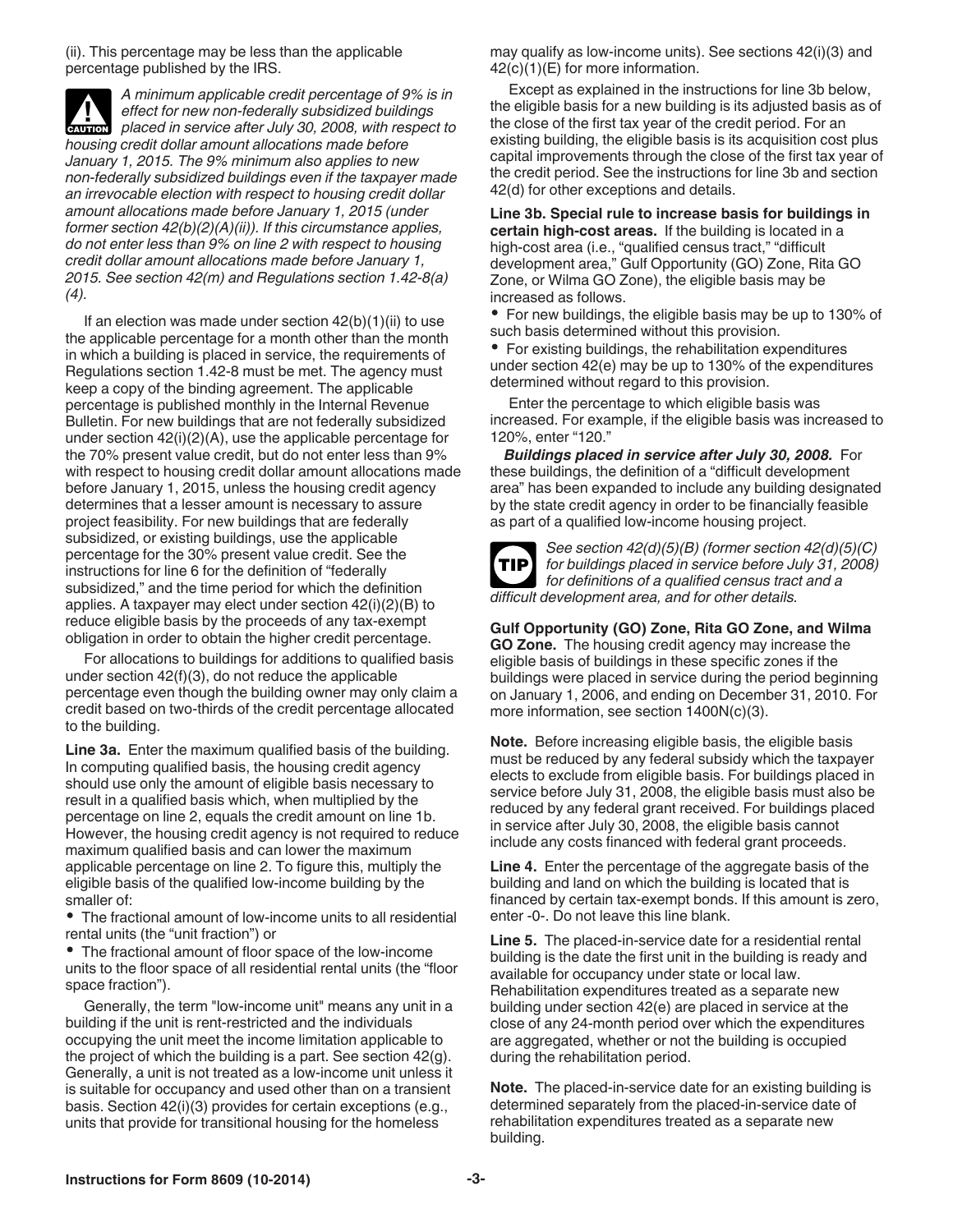(ii). This percentage may be less than the applicable percentage published by the IRS.

*A minimum applicable credit percentage of 9% is in effect for new non-federally subsidized buildings placed in service after July 30, 2008, with respect to housing credit dollar amount allocations made before January 1, 2015. The 9% minimum also applies to new non-federally subsidized buildings even if the taxpayer made an irrevocable election with respect to housing credit dollar amount allocations made before January 1, 2015 (under former section 42(b)(2)(A)(ii)). If this circumstance applies, do not enter less than 9% on line 2 with respect to housing credit dollar amount allocations made before January 1, 2015. See section 42(m) and Regulations section 1.42-8(a)(4).*

If an election was made under section 42(b)(1)(ii) to use the applicable percentage for a month other than the month in which a building is placed in service, the requirements of Regulations section 1.42-8 must be met. The agency must keep a copy of the binding agreement. The applicable percentage is published monthly in the Internal Revenue Bulletin. For new buildings that are not federally subsidized under section 42(i)(2)(A), use the applicable percentage for the 70% present value credit, but do not enter less than 9% with respect to housing credit dollar amount allocations made before January 1, 2015, unless the housing credit agency determines that a lesser amount is necessary to assure project feasibility. For new buildings that are federally subsidized, or existing buildings, use the applicable percentage for the 30% present value credit. See the instructions for line 6 for the definition of "federally subsidized," and the time period for which the definition applies. A taxpayer may elect under section 42(i)(2)(B) to reduce eligible basis by the proceeds of any tax-exempt obligation in order to obtain the higher credit percentage.

For allocations to buildings for additions to qualified basis under section 42(f)(3), do not reduce the applicable percentage even though the building owner may only claim a credit based on two-thirds of the credit percentage allocated to the building.

**Line 3a.** Enter the maximum qualified basis of the building. In computing qualified basis, the housing credit agency should use only the amount of eligible basis necessary to result in a qualified basis which, when multiplied by the percentage on line 2, equals the credit amount on line 1b. However, the housing credit agency is not required to reduce maximum qualified basis and can lower the maximum applicable percentage on line 2. To figure this, multiply the eligible basis of the qualified low-income building by the smaller of:

- The fractional amount of low-income units to all residential rental units (the "unit fraction") or
- The fractional amount of floor space of the low-income units to the floor space of all residential rental units (the "floor space fraction").

Generally, the term "low-income unit" means any unit in a building if the unit is rent-restricted and the individuals occupying the unit meet the income limitation applicable to the project of which the building is a part. See section 42(g). Generally, a unit is not treated as a low-income unit unless it is suitable for occupancy and used other than on a transient basis. Section 42(i)(3) provides for certain exceptions (e.g., units that provide for transitional housing for the homeless may qualify as low-income units). See sections 42(i)(3) and 42(c)(1)(E) for more information.

Except as explained in the instructions for line 3b below, the eligible basis for a new building is its adjusted basis as of the close of the first tax year of the credit period. For an existing building, the eligible basis is its acquisition cost plus capital improvements through the close of the first tax year of the credit period. See the instructions for line 3b and section 42(d) for other exceptions and details.

**Line 3b. Special rule to increase basis for buildings in certain high-cost areas.** If the building is located in a high-cost area (i.e., "qualified census tract," "difficult development area," Gulf Opportunity (GO) Zone, Rita GO Zone, or Wilma GO Zone), the eligible basis may be increased as follows.

- For new buildings, the eligible basis may be up to 130% of such basis determined without this provision.
- For existing buildings, the rehabilitation expenditures under section 42(e) may be up to 130% of the expenditures determined without regard to this provision.

Enter the percentage to which eligible basis was increased. For example, if the eligible basis was increased to 120%, enter "120."

***Buildings placed in service after July 30, 2008.*** For these buildings, the definition of a "difficult development area" has been expanded to include any building designated by the state credit agency in order to be financially feasible as part of a qualified low-income housing project.

*See section 42(d)(5)(B) (former section 42(d)(5)(C) for buildings placed in service before July 31, 2008) for definitions of a qualified census tract and a difficult development area, and for other details.*

**Gulf Opportunity (GO) Zone, Rita GO Zone, and Wilma GO Zone.** The housing credit agency may increase the eligible basis of buildings in these specific zones if the buildings were placed in service during the period beginning on January 1, 2006, and ending on December 31, 2010. For more information, see section 1400N(c)(3).

**Note.** Before increasing eligible basis, the eligible basis must be reduced by any federal subsidy which the taxpayer elects to exclude from eligible basis. For buildings placed in service before July 31, 2008, the eligible basis must also be reduced by any federal grant received. For buildings placed in service after July 30, 2008, the eligible basis cannot include any costs financed with federal grant proceeds.

**Line 4.** Enter the percentage of the aggregate basis of the building and land on which the building is located that is financed by certain tax-exempt bonds. If this amount is zero, enter -0-. Do not leave this line blank.

**Line 5.** The placed-in-service date for a residential rental building is the date the first unit in the building is ready and available for occupancy under state or local law. Rehabilitation expenditures treated as a separate new building under section 42(e) are placed in service at the close of any 24-month period over which the expenditures are aggregated, whether or not the building is occupied during the rehabilitation period.

**Note.** The placed-in-service date for an existing building is determined separately from the placed-in-service date of rehabilitation expenditures treated as a separate new building.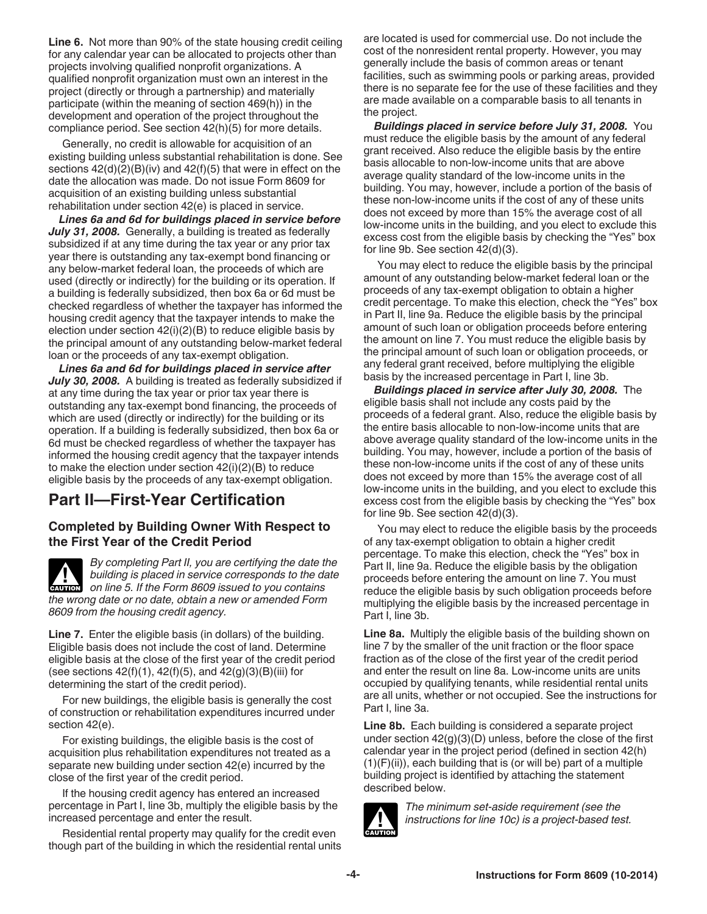**Line 6.** Not more than 90% of the state housing credit ceiling for any calendar year can be allocated to projects other than projects involving qualified nonprofit organizations. A qualified nonprofit organization must own an interest in the project (directly or through a partnership) and materially participate (within the meaning of section 469(h)) in the development and operation of the project throughout the compliance period. See section 42(h)(5) for more details.

Generally, no credit is allowable for acquisition of an existing building unless substantial rehabilitation is done. See sections 42(d)(2)(B)(iv) and 42(f)(5) that were in effect on the date the allocation was made. Do not issue Form 8609 for acquisition of an existing building unless substantial rehabilitation under section 42(e) is placed in service.

***Lines 6a and 6d for buildings placed in service before July 31, 2008.*** Generally, a building is treated as federally subsidized if at any time during the tax year or any prior tax year there is outstanding any tax-exempt bond financing or any below-market federal loan, the proceeds of which are used (directly or indirectly) for the building or its operation. If a building is federally subsidized, then box 6a or 6d must be checked regardless of whether the taxpayer has informed the housing credit agency that the taxpayer intends to make the election under section 42(i)(2)(B) to reduce eligible basis by the principal amount of any outstanding below-market federal loan or the proceeds of any tax-exempt obligation.

***Lines 6a and 6d for buildings placed in service after July 30, 2008.*** A building is treated as federally subsidized if at any time during the tax year or prior tax year there is outstanding any tax-exempt bond financing, the proceeds of which are used (directly or indirectly) for the building or its operation. If a building is federally subsidized, then box 6a or 6d must be checked regardless of whether the taxpayer has informed the housing credit agency that the taxpayer intends to make the election under section 42(i)(2)(B) to reduce eligible basis by the proceeds of any tax-exempt obligation.

## Part II—First-Year Certification

### Completed by Building Owner With Respect to the First Year of the Credit Period

**CAUTION** *By completing Part II, you are certifying the date the building is placed in service corresponds to the date on line 5. If the Form 8609 issued to you contains the wrong date or no date, obtain a new or amended Form 8609 from the housing credit agency.*

**Line 7.** Enter the eligible basis (in dollars) of the building. Eligible basis does not include the cost of land. Determine eligible basis at the close of the first year of the credit period (see sections 42(f)(1), 42(f)(5), and 42(g)(3)(B)(iii) for determining the start of the credit period).

For new buildings, the eligible basis is generally the cost of construction or rehabilitation expenditures incurred under section 42(e).

For existing buildings, the eligible basis is the cost of acquisition plus rehabilitation expenditures not treated as a separate new building under section 42(e) incurred by the close of the first year of the credit period.

If the housing credit agency has entered an increased percentage in Part I, line 3b, multiply the eligible basis by the increased percentage and enter the result.

Residential rental property may qualify for the credit even though part of the building in which the residential rental units are located is used for commercial use. Do not include the cost of the nonresident rental property. However, you may generally include the basis of common areas or tenant facilities, such as swimming pools or parking areas, provided there is no separate fee for the use of these facilities and they are made available on a comparable basis to all tenants in the project.

***Buildings placed in service before July 31, 2008.*** You must reduce the eligible basis by the amount of any federal grant received. Also reduce the eligible basis by the entire basis allocable to non-low-income units that are above average quality standard of the low-income units in the building. You may, however, include a portion of the basis of these non-low-income units if the cost of any of these units does not exceed by more than 15% the average cost of all low-income units in the building, and you elect to exclude this excess cost from the eligible basis by checking the "Yes" box for line 9b. See section 42(d)(3).

You may elect to reduce the eligible basis by the principal amount of any outstanding below-market federal loan or the proceeds of any tax-exempt obligation to obtain a higher credit percentage. To make this election, check the "Yes" box in Part II, line 9a. Reduce the eligible basis by the principal amount of such loan or obligation proceeds before entering the amount on line 7. You must reduce the eligible basis by the principal amount of such loan or obligation proceeds, or any federal grant received, before multiplying the eligible basis by the increased percentage in Part I, line 3b.

***Buildings placed in service after July 30, 2008.*** The eligible basis shall not include any costs paid by the proceeds of a federal grant. Also, reduce the eligible basis by the entire basis allocable to non-low-income units that are above average quality standard of the low-income units in the building. You may, however, include a portion of the basis of these non-low-income units if the cost of any of these units does not exceed by more than 15% the average cost of all low-income units in the building, and you elect to exclude this excess cost from the eligible basis by checking the "Yes" box for line 9b. See section 42(d)(3).

You may elect to reduce the eligible basis by the proceeds of any tax-exempt obligation to obtain a higher credit percentage. To make this election, check the "Yes" box in Part II, line 9a. Reduce the eligible basis by the obligation proceeds before entering the amount on line 7. You must reduce the eligible basis by such obligation proceeds before multiplying the eligible basis by the increased percentage in Part I, line 3b.

**Line 8a.** Multiply the eligible basis of the building shown on line 7 by the smaller of the unit fraction or the floor space fraction as of the close of the first year of the credit period and enter the result on line 8a. Low-income units are units occupied by qualifying tenants, while residential rental units are all units, whether or not occupied. See the instructions for Part I, line 3a.

**Line 8b.** Each building is considered a separate project under section 42(g)(3)(D) unless, before the close of the first calendar year in the project period (defined in section 42(h)(1)(F)(ii)), each building that is (or will be) part of a multiple building project is identified by attaching the statement described below.

**CAUTION** *The minimum set-aside requirement (see the instructions for line 10c) is a project-based test.*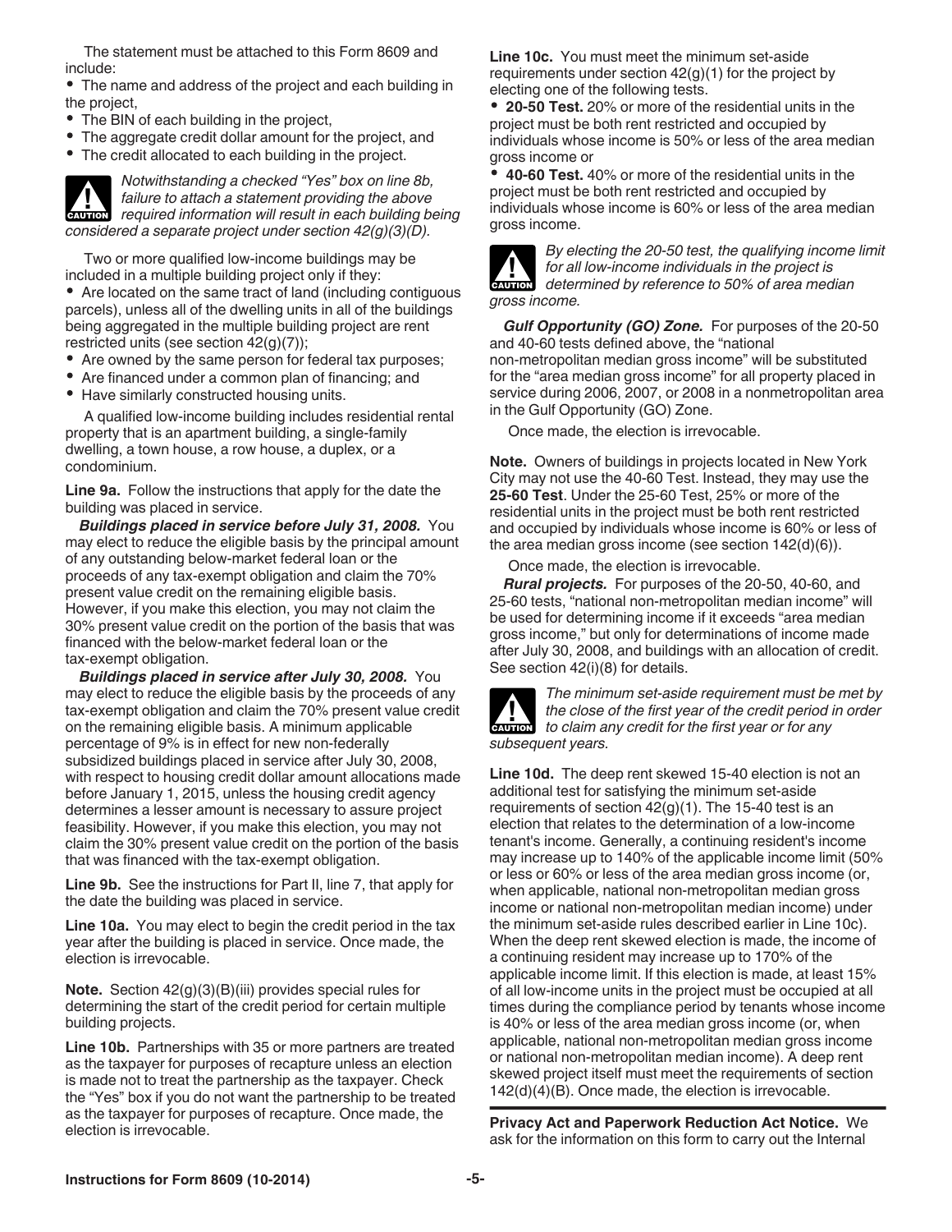The statement must be attached to this Form 8609 and include:

- The name and address of the project and each building in the project,
- The BIN of each building in the project,
- The aggregate credit dollar amount for the project, and
- The credit allocated to each building in the project.

**CAUTION** *Notwithstanding a checked "Yes" box on line 8b, failure to attach a statement providing the above required information will result in each building being considered a separate project under section 42(g)(3)(D).*

Two or more qualified low-income buildings may be included in a multiple building project only if they:

- Are located on the same tract of land (including contiguous parcels), unless all of the dwelling units in all of the buildings being aggregated in the multiple building project are rent restricted units (see section 42(g)(7));
- Are owned by the same person for federal tax purposes;
- Are financed under a common plan of financing; and
- Have similarly constructed housing units.

A qualified low-income building includes residential rental property that is an apartment building, a single-family dwelling, a town house, a row house, a duplex, or a condominium.

**Line 9a.** Follow the instructions that apply for the date the building was placed in service.

***Buildings placed in service before July 31, 2008.*** You may elect to reduce the eligible basis by the principal amount of any outstanding below-market federal loan or the proceeds of any tax-exempt obligation and claim the 70% present value credit on the remaining eligible basis. However, if you make this election, you may not claim the 30% present value credit on the portion of the basis that was financed with the below-market federal loan or the tax-exempt obligation.

***Buildings placed in service after July 30, 2008.*** You may elect to reduce the eligible basis by the proceeds of any tax-exempt obligation and claim the 70% present value credit on the remaining eligible basis. A minimum applicable percentage of 9% is in effect for new non-federally subsidized buildings placed in service after July 30, 2008, with respect to housing credit dollar amount allocations made before January 1, 2015, unless the housing credit agency determines a lesser amount is necessary to assure project feasibility. However, if you make this election, you may not claim the 30% present value credit on the portion of the basis that was financed with the tax-exempt obligation.

**Line 9b.** See the instructions for Part II, line 7, that apply for the date the building was placed in service.

**Line 10a.** You may elect to begin the credit period in the tax year after the building is placed in service. Once made, the election is irrevocable.

**Note.** Section 42(g)(3)(B)(iii) provides special rules for determining the start of the credit period for certain multiple building projects.

**Line 10b.** Partnerships with 35 or more partners are treated as the taxpayer for purposes of recapture unless an election is made not to treat the partnership as the taxpayer. Check the "Yes" box if you do not want the partnership to be treated as the taxpayer for purposes of recapture. Once made, the election is irrevocable.

**Line 10c.** You must meet the minimum set-aside requirements under section 42(g)(1) for the project by electing one of the following tests.

- **20-50 Test.** 20% or more of the residential units in the project must be both rent restricted and occupied by individuals whose income is 50% or less of the area median gross income or
- **40-60 Test.** 40% or more of the residential units in the project must be both rent restricted and occupied by individuals whose income is 60% or less of the area median gross income.

**CAUTION** *By electing the 20-50 test, the qualifying income limit for all low-income individuals in the project is determined by reference to 50% of area median gross income.*

***Gulf Opportunity (GO) Zone.*** For purposes of the 20-50 and 40-60 tests defined above, the "national non-metropolitan median gross income" will be substituted for the "area median gross income" for all property placed in service during 2006, 2007, or 2008 in a nonmetropolitan area in the Gulf Opportunity (GO) Zone.

Once made, the election is irrevocable.

**Note.** Owners of buildings in projects located in New York City may not use the 40-60 Test. Instead, they may use the **25-60 Test**. Under the 25-60 Test, 25% or more of the residential units in the project must be both rent restricted and occupied by individuals whose income is 60% or less of the area median gross income (see section 142(d)(6)).

Once made, the election is irrevocable.

***Rural projects.*** For purposes of the 20-50, 40-60, and 25-60 tests, "national non-metropolitan median income" will be used for determining income if it exceeds "area median gross income," but only for determinations of income made after July 30, 2008, and buildings with an allocation of credit. See section 42(i)(8) for details.

**CAUTION** *The minimum set-aside requirement must be met by the close of the first year of the credit period in order to claim any credit for the first year or for any subsequent years.*

**Line 10d.** The deep rent skewed 15-40 election is not an additional test for satisfying the minimum set-aside requirements of section 42(g)(1). The 15-40 test is an election that relates to the determination of a low-income tenant's income. Generally, a continuing resident's income may increase up to 140% of the applicable income limit (50% or less or 60% or less of the area median gross income (or, when applicable, national non-metropolitan median gross income or national non-metropolitan median income) under the minimum set-aside rules described earlier in Line 10c). When the deep rent skewed election is made, the income of a continuing resident may increase up to 170% of the applicable income limit. If this election is made, at least 15% of all low-income units in the project must be occupied at all times during the compliance period by tenants whose income is 40% or less of the area median gross income (or, when applicable, national non-metropolitan median gross income or national non-metropolitan median income). A deep rent skewed project itself must meet the requirements of section 142(d)(4)(B). Once made, the election is irrevocable.

**Privacy Act and Paperwork Reduction Act Notice.** We ask for the information on this form to carry out the Internal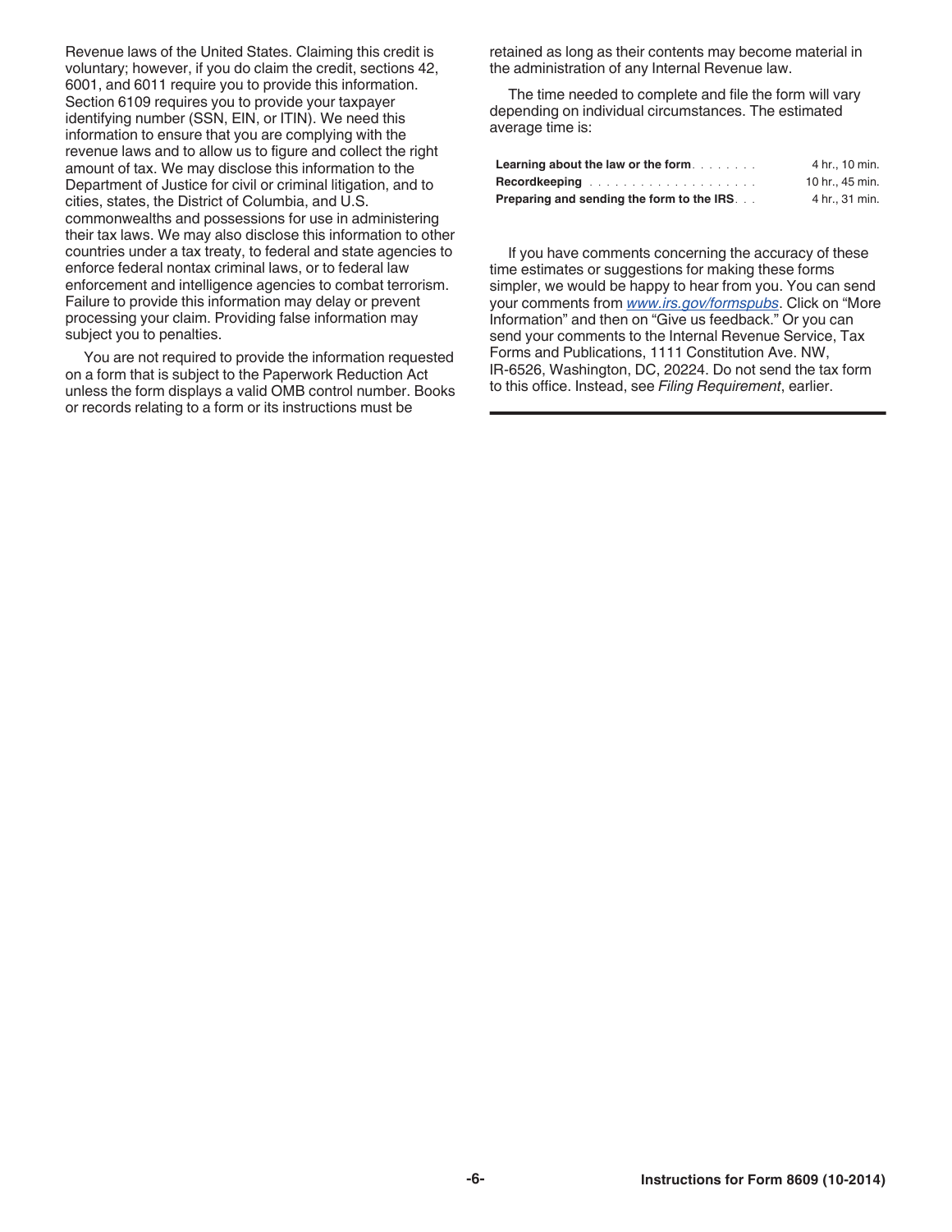Revenue laws of the United States. Claiming this credit is voluntary; however, if you do claim the credit, sections 42, 6001, and 6011 require you to provide this information. Section 6109 requires you to provide your taxpayer identifying number (SSN, EIN, or ITIN). We need this information to ensure that you are complying with the revenue laws and to allow us to figure and collect the right amount of tax. We may disclose this information to the Department of Justice for civil or criminal litigation, and to cities, states, the District of Columbia, and U.S. commonwealths and possessions for use in administering their tax laws. We may also disclose this information to other countries under a tax treaty, to federal and state agencies to enforce federal nontax criminal laws, or to federal law enforcement and intelligence agencies to combat terrorism. Failure to provide this information may delay or prevent processing your claim. Providing false information may subject you to penalties.

You are not required to provide the information requested on a form that is subject to the Paperwork Reduction Act unless the form displays a valid OMB control number. Books or records relating to a form or its instructions must be retained as long as their contents may become material in the administration of any Internal Revenue law.

The time needed to complete and file the form will vary depending on individual circumstances. The estimated average time is:

| | |
|---|---|
| **Learning about the law or the form** | 4 hr., 10 min. |
| **Recordkeeping** | 10 hr., 45 min. |
| **Preparing and sending the form to the IRS** | 4 hr., 31 min. |

If you have comments concerning the accuracy of these time estimates or suggestions for making these forms simpler, we would be happy to hear from you. You can send your comments from www.irs.gov/formspubs. Click on "More Information" and then on "Give us feedback." Or you can send your comments to the Internal Revenue Service, Tax Forms and Publications, 1111 Constitution Ave. NW, IR-6526, Washington, DC, 20224. Do not send the tax form to this office. Instead, see *Filing Requirement*, earlier.